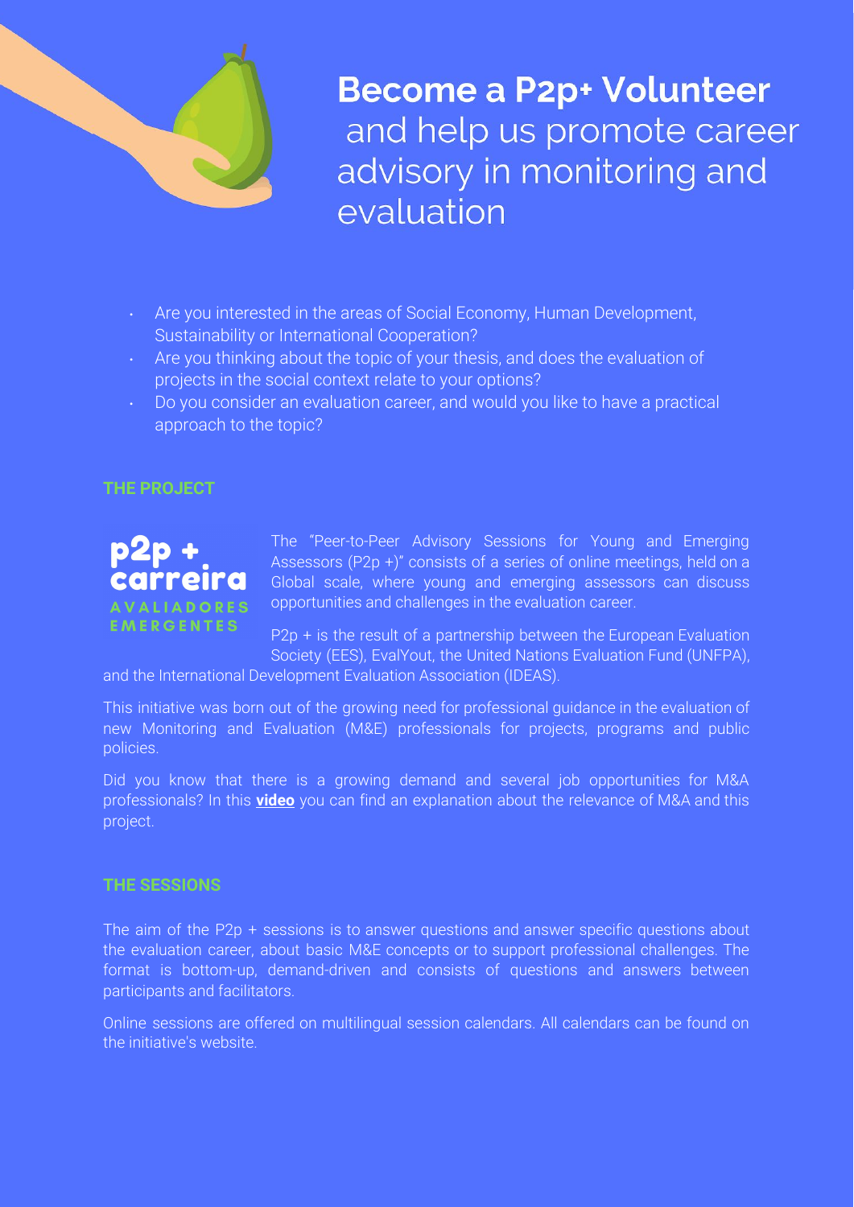# **Become a P2p+ Volunteer** and help us promote career advisory in monitoring and evaluation

- Are you interested in the areas of Social Economy, Human Development, Sustainability or International Cooperation?
- Are you thinking about the topic of your thesis, and does the evaluation of projects in the social context relate to your options?
- Do you consider an evaluation career, and would you like to have a practical approach to the topic?

## THE PROJECT

p2p + carreira AVALIADORES EMERGENTES

The "Peer-to-Peer Advisory Sessions for Young and Emerging Assessors (P2p +)" consists of a series of online meetings, held on a Global scale, where young and emerging assessors can discuss opportunities and challenges in the evaluation career.

P2p + is the result of a partnership between the European Evaluation Society (EES), EvalYout, the United Nations Evaluation Fund (UNFPA), and the International Development Evaluation Association (IDEAS).

This initiative was born out of the growing need for professional guidance in the evaluation of new Monitoring and Evaluation (M&E) professionals for projects, programs and public policies.

Did you know that there is a growing demand and several job opportunities for M&A professionals? In this **video** you can find an explanation about the relevance of M&A and this project.

## THE SESSIONS

The aim of the P2p + sessions is to answer questions and answer specific questions about the evaluation career, about basic M&E concepts or to support professional challenges. The format is bottom-up, demand-driven and consists of questions and answers between participants and facilitators.

Online sessions are offered on multilingual session calendars. All calendars can be found on the initiative's website.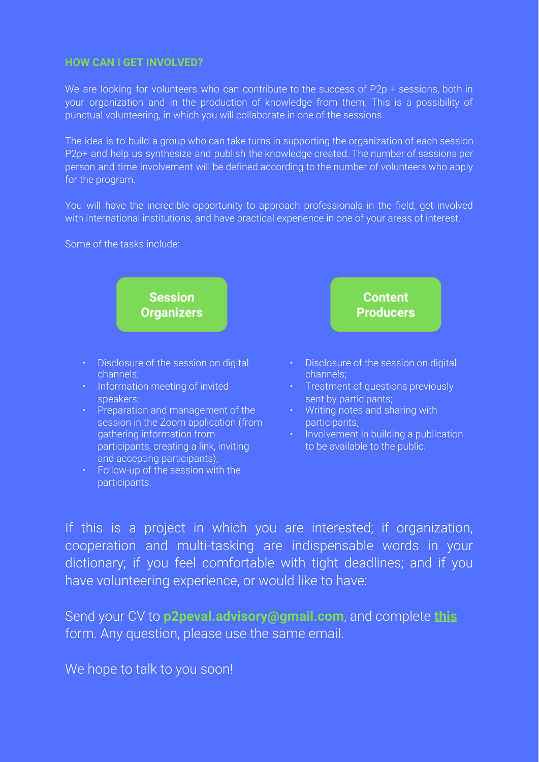## HOW CAN I GET INVOLVED?

We are looking for volunteers who can contribute to the success of P2p + sessions, both in your organization and in the production of knowledge from them. This is a possibility of punctual volunteering, in which you will collaborate in one of the sessions.

The idea is to build a group who can take turns in supporting the organization of each session P2p+ and help us synthesize and publish the knowledge created. The number of sessions per person and time involvement will be defined according to the number of volunteers who apply for the program.

You will have the incredible opportunity to approach professionals in the field, get involved with international institutions, and have practical experience in one of your areas of interest.

Some of the tasks include:

### Session Organizers

- Disclosure of the session on digital channels;
- Information meeting of invited speakers;
- Preparation and management of the session in the Zoom application (from gathering information from participants, creating a link, inviting and accepting participants);
- Follow-up of the session with the participants.

### Content Producers

- Disclosure of the session on digital channels;
- Treatment of questions previously sent by participants;
- Writing notes and sharing with participants;
- Involvement in building a publication to be available to the public.

If this is a project in which you are interested; if organization, cooperation and multi-tasking are indispensable words in your dictionary; if you feel comfortable with tight deadlines; and if you have volunteering experience, or would like to have:

Send your CV to **p2peval.advisory@gmail.com**, and complete **this** form. Any question, please use the same email.

We hope to talk to you soon!